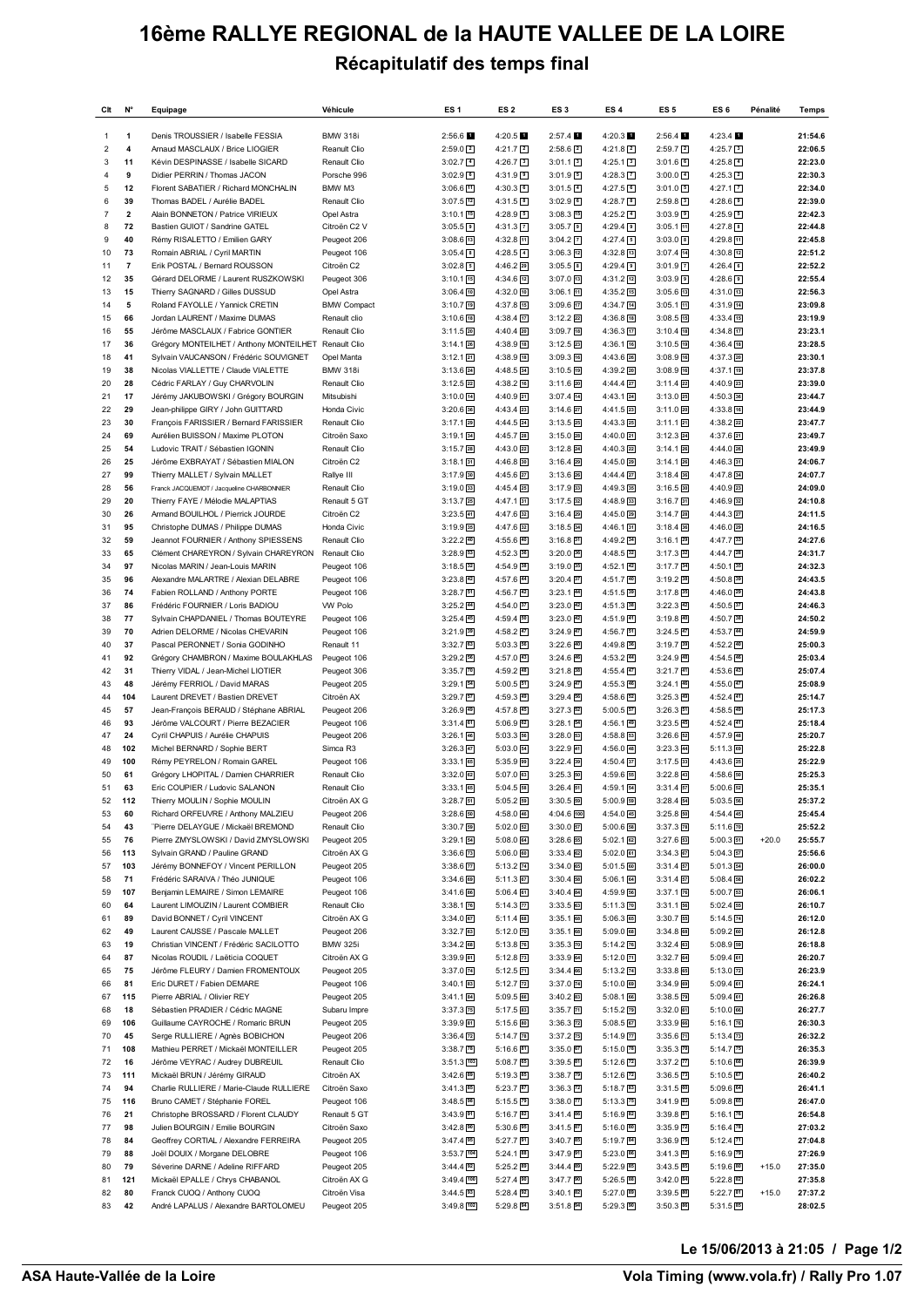# 16ème RALLYE REGIONAL de la HAUTE VALLEE DE LA LOIRE

## Récapitulatif des temps final

| Clt | N° | Equipage | Véhicule | ES 1 | ES 2 | ES 3 | ES 4 | ES 5 | ES 6 | Pénalité | Temps |
|---|---|---|---|---|---|---|---|---|---|---|---|
| 1 | 1 | Denis TROUSSIER / Isabelle FESSIA | BMW 318i | 2:56.6 1 | 4:20.5 1 | 2:57.4 1 | 4:20.3 1 | 2:56.4 1 | 4:23.4 1 | | 21:54.6 |
| 2 | 4 | Arnaud MASCLAUX / Brice LIOGIER | Reanult Clio | 2:59.0 2 | 4:21.7 2 | 2:58.6 2 | 4:21.8 2 | 2:59.7 2 | 4:25.7 3 | | 22:06.5 |
| 3 | 11 | Kévin DESPINASSE / Isabelle SICARD | Renault Clio | 3:02.7 4 | 4:26.7 3 | 3:01.1 3 | 4:25.1 3 | 3:01.6 6 | 4:25.8 4 | | 22:23.0 |
| 4 | 9 | Didier PERRIN / Thomas JACON | Porsche 996 | 3:02.9 6 | 4:31.9 9 | 3:01.9 5 | 4:28.3 7 | 3:00.0 4 | 4:25.3 2 | | 22:30.3 |
| 5 | 12 | Florent SABATIER / Richard MONCHALIN | BMW M3 | 3:06.6 11 | 4:30.3 5 | 3:01.5 4 | 4:27.5 6 | 3:01.0 5 | 4:27.1 7 | | 22:34.0 |
| 6 | 39 | Thomas BADEL / Aurélie BADEL | Renault Clio | 3:07.5 12 | 4:31.5 8 | 3:02.9 6 | 4:28.7 8 | 2:59.8 3 | 4:28.6 9 | | 22:39.0 |
| 7 | 2 | Alain BONNETON / Patrice VIRIEUX | Opel Astra | 3:10.1 15 | 4:28.9 4 | 3:08.3 15 | 4:25.2 4 | 3:03.9 9 | 4:25.9 5 | | 22:42.3 |
| 8 | 72 | Bastien GUIOT / Sandrine GATEL | Citroën C2 V | 3:05.5 9 | 4:31.3 7 | 3:05.7 9 | 4:29.4 9 | 3:05.1 11 | 4:27.8 8 | | 22:44.8 |
| 9 | 40 | Rémy RISALETTO / Emilien GARY | Peugeot 206 | 3:08.6 13 | 4:32.8 11 | 3:04.2 7 | 4:27.4 5 | 3:03.0 8 | 4:29.8 11 | | 22:45.8 |
| 10 | 73 | Romain ABRIAL / Cyril MARTIN | Peugeot 106 | 3:05.4 8 | 4:28.5 4 | 3:06.3 12 | 4:32.8 13 | 3:07.4 14 | 4:30.8 12 | | 22:51.2 |
| 11 | 7 | Erik POSTAL / Bernard ROUSSON | Citroën C2 | 3:02.8 5 | 4:46.2 29 | 3:05.5 8 | 4:29.4 9 | 3:01.9 7 | 4:26.4 6 | | 22:52.2 |
| 12 | 35 | Gérard DELORME / Laurent RUSZKOWSKI | Peugeot 306 | 3:10.1 15 | 4:34.6 12 | 3:07.0 13 | 4:31.2 12 | 3:03.9 9 | 4:28.6 9 | | 22:55.4 |
| 13 | 15 | Thierry SAGNARD / Gilles DUSSUD | Opel Astra | 3:06.4 10 | 4:32.0 10 | 3:06.1 11 | 4:35.2 15 | 3:05.6 13 | 4:31.0 13 | | 22:56.3 |
| 14 | 5 | Roland FAYOLLE / Yannick CRETIN | BMW Compact | 3:10.7 19 | 4:37.8 15 | 3:09.6 17 | 4:34.7 14 | 3:05.1 11 | 4:31.9 14 | | 23:09.8 |
| 15 | 66 | Jordan LAURENT / Maxime DUMAS | Renault clio | 3:10.6 18 | 4:38.4 17 | 3:12.2 22 | 4:36.8 18 | 3:08.5 15 | 4:33.4 15 | | 23:19.9 |
| 16 | 55 | Jérôme MASCLAUX / Fabrice GONTIER | Renault Clio | 3:11.5 20 | 4:40.4 20 | 3:09.7 18 | 4:36.3 17 | 3:10.4 18 | 4:34.8 17 | | 23:23.1 |
| 17 | 36 | Grégory MONTEILHET / Anthony MONTEILHET | Renault Clio | 3:14.1 26 | 4:38.9 18 | 3:12.5 23 | 4:36.1 16 | 3:10.5 19 | 4:36.4 18 | | 23:28.5 |
| 18 | 41 | Sylvain VAUCANSON / Frédéric SOUVIGNET | Opel Manta | 3:12.1 21 | 4:38.9 18 | 3:09.3 16 | 4:43.6 26 | 3:08.9 16 | 4:37.3 20 | | 23:30.1 |
| 19 | 38 | Nicolas VIALLETTE / Claude VIALETTE | BMW 318i | 3:13.6 24 | 4:48.5 34 | 3:10.5 19 | 4:39.2 20 | 3:08.9 16 | 4:37.1 19 | | 23:37.8 |
| 20 | 28 | Cédric FARLAY / Guy CHARVOLIN | Renault Clio | 3:12.5 22 | 4:38.2 16 | 3:11.6 20 | 4:44.4 27 | 3:11.4 22 | 4:40.9 23 | | 23:39.0 |
| 21 | 17 | Jérémy JAKUBOWSKI / Grégory BOURGIN | Mitsubishi | 3:10.0 14 | 4:40.9 21 | 3:07.4 14 | 4:43.1 24 | 3:13.0 25 | 4:50.3 36 | | 23:44.7 |
| 22 | 29 | Jean-philippe GIRY / John GUITTARD | Honda Civic | 3:20.6 36 | 4:43.4 23 | 3:14.6 27 | 4:41.5 23 | 3:11.0 20 | 4:33.8 16 | | 23:44.9 |
| 23 | 30 | François FARISSIER / Bernard FARISSIER | Renault Clio | 3:17.1 29 | 4:44.5 24 | 3:13.5 25 | 4:43.3 25 | 3:11.1 21 | 4:38.2 22 | | 23:47.7 |
| 24 | 69 | Aurélien BUISSON / Maxime PLOTON | Citroën Saxo | 3:19.1 34 | 4:45.7 28 | 3:15.0 28 | 4:40.0 21 | 3:12.3 24 | 4:37.6 21 | | 23:49.7 |
| 25 | 54 | Ludovic TRAIT / Sébastien IGONIN | Renault Clio | 3:15.7 28 | 4:43.0 22 | 3:12.8 24 | 4:40.3 22 | 3:14.1 26 | 4:44.0 26 | | 23:49.9 |
| 26 | 25 | Jérôme EXBRAYAT / Sébastien MIALON | Citroën C2 | 3:18.1 31 | 4:46.8 29 | 3:16.4 29 | 4:45.0 28 | 3:14.1 26 | 4:46.3 31 | | 24:06.7 |
| 27 | 99 | Thierry MALLET / Sylvain MALLET | Rallye III | 3:17.9 30 | 4:45.6 27 | 3:13.6 26 | 4:44.4 27 | 3:18.4 36 | 4:47.8 34 | | 24:07.7 |
| 28 | 56 | Franck JACQUEMOT / Jacqueline CHARBONNIER | Renault Clio | 3:19.0 33 | 4:45.4 26 | 3:17.9 33 | 4:49.3 36 | 3:16.5 30 | 4:40.9 23 | | 24:09.0 |
| 29 | 20 | Thierry FAYE / Mélodie MALAPTIAS | Renault 5 GT | 3:13.7 25 | 4:47.1 31 | 3:17.5 32 | 4:48.9 33 | 3:16.7 31 | 4:46.9 32 | | 24:10.8 |
| 30 | 26 | Armand BOUILHOL / Pierrick JOURDE | Citroën C2 | 3:23.5 41 | 4:47.6 32 | 3:16.4 29 | 4:45.0 29 | 3:14.7 28 | 4:44.3 27 | | 24:11.5 |
| 31 | 95 | Christophe DUMAS / Philippe DUMAS | Honda Civic | 3:19.9 35 | 4:47.6 32 | 3:18.5 34 | 4:46.1 31 | 3:18.4 36 | 4:46.0 29 | | 24:16.5 |
| 32 | 59 | Jeannot FOURNIER / Anthony SPIESSENS | Renault Clio | 3:22.2 40 | 4:55.6 45 | 3:16.8 31 | 4:49.2 34 | 3:16.1 29 | 4:47.7 33 | | 24:27.6 |
| 33 | 65 | Clément CHAREYRON / Sylvain CHAREYRON | Renault Clio | 3:28.9 53 | 4:52.3 36 | 3:20.0 36 | 4:48.5 32 | 3:17.3 32 | 4:44.7 28 | | 24:31.7 |
| 34 | 97 | Nicolas MARIN / Jean-Louis MARIN | Peugeot 106 | 3:18.5 32 | 4:54.9 38 | 3:19.0 35 | 4:52.1 42 | 3:17.7 34 | 4:50.1 35 | | 24:32.3 |
| 35 | 96 | Alexandre MALARTRE / Alexian DELABRE | Peugeot 106 | 3:23.8 42 | 4:57.6 44 | 3:20.4 37 | 4:51.7 40 | 3:19.2 38 | 4:50.8 38 | | 24:43.5 |
| 36 | 74 | Fabien ROLLAND / Anthony PORTE | Peugeot 106 | 3:28.7 51 | 4:56.7 42 | 3:23.1 46 | 4:51.5 39 | 3:17.8 35 | 4:46.0 29 | | 24:43.8 |
| 37 | 86 | Frédéric FOURNIER / Loris BADIOU | VW Polo | 3:25.2 44 | 4:54.0 37 | 3:23.0 42 | 4:51.3 38 | 3:22.3 42 | 4:50.5 37 | | 24:46.3 |
| 38 | 77 | Sylvain CHAPDANIEL / Thomas BOUTEYRE | Peugeot 106 | 3:25.4 45 | 4:59.4 55 | 3:23.0 42 | 4:51.9 41 | 3:19.8 40 | 4:50.7 38 | | 24:50.2 |
| 39 | 70 | Adrien DELORME / Nicolas CHEVARIN | Peugeot 106 | 3:21.9 39 | 4:58.2 47 | 3:24.9 47 | 4:56.7 51 | 3:24.5 47 | 4:53.7 44 | | 24:59.9 |
| 40 | 37 | Pascal PERONNET / Sonia GODINHO | Renault 11 | 3:32.7 63 | 5:03.3 58 | 3:22.6 40 | 4:49.8 36 | 3:19.7 39 | 4:52.2 40 | | 25:00.3 |
| 41 | 92 | Grégory CHAMBRON / Maxime BOULAKHLAS | Peugeot 106 | 3:29.2 55 | 4:57.0 43 | 3:24.6 46 | 4:53.2 44 | 3:24.9 48 | 4:54.5 46 | | 25:03.4 |
| 42 | 31 | Thierry VIDAL / Jean-Michel LIOTIER | Peugeot 306 | 3:35.7 70 | 4:59.2 48 | 3:21.8 38 | 4:55.4 47 | 3:21.7 41 | 4:53.6 42 | | 25:07.4 |
| 43 | 48 | Jérémy FERRIOL / David MARAS | Peugeot 205 | 3:29.1 54 | 5:00.5 51 | 3:24.9 47 | 4:55.3 46 | 3:24.1 46 | 4:55.0 47 | | 25:08.9 |
| 44 | 104 | Laurent DREVET / Bastien DREVET | Citroën AX | 3:29.7 57 | 4:59.3 49 | 3:29.4 56 | 4:58.6 52 | 3:25.3 49 | 4:52.4 41 | | 25:14.7 |
| 45 | 57 | Jean-François BERAUD / Stéphane ABRIAL | Peugeot 206 | 3:26.9 49 | 4:57.8 45 | 3:27.3 52 | 5:00.5 57 | 3:26.3 51 | 4:58.5 49 | | 25:17.3 |
| 46 | 93 | Jérôme VALCOURT / Pierre BEZACIER | Peugeot 106 | 3:31.4 61 | 5:06.9 62 | 3:28.1 54 | 4:56.1 49 | 3:23.5 45 | 4:52.4 41 | | 25:18.4 |
| 47 | 24 | Cyril CHAPUIS / Aurélie CHAPUIS | Peugeot 206 | 3:26.1 46 | 5:03.3 58 | 3:28.0 53 | 4:58.8 53 | 3:26.6 52 | 4:57.9 48 | | 25:20.7 |
| 48 | 102 | Michel BERNARD / Sophie BERT | Simca R3 | 3:26.3 47 | 5:03.0 54 | 3:22.9 41 | 4:56.0 48 | 3:23.3 44 | 5:11.3 69 | | 25:22.8 |
| 49 | 100 | Rémy PEYRELON / Romain GAREL | Peugeot 106 | 3:33.1 65 | 5:35.9 99 | 3:22.4 39 | 4:50.4 37 | 3:17.5 33 | 4:43.6 25 | | 25:22.9 |
| 50 | 61 | Grégory LHOPITAL / Damien CHARRIER | Renault Clio | 3:32.0 62 | 5:07.0 63 | 3:25.3 50 | 4:59.6 56 | 3:22.8 43 | 4:58.6 50 | | 25:25.3 |
| 51 | 63 | Eric COUPIER / Ludovic SALANON | Renault Clio | 3:33.1 65 | 5:04.5 59 | 3:26.4 51 | 4:59.1 54 | 3:31.4 57 | 5:00.6 52 | | 25:35.1 |
| 52 | 112 | Thierry MOULIN / Sophie MOULIN | Citroën AX G | 3:28.7 51 | 5:05.2 59 | 3:30.5 59 | 5:00.9 59 | 3:28.4 54 | 5:03.5 56 | | 25:37.2 |
| 53 | 60 | Richard ORFEUVRE / Anthony MALZIEU | Peugeot 206 | 3:28.6 50 | 4:58.0 46 | 4:04.6 100 | 4:54.0 45 | 3:25.8 50 | 4:54.4 45 | | 25:45.4 |
| 54 | 43 | "Pierre DELAYGUE / Mickaël BREMOND | Renault Clio | 3:30.7 59 | 5:02.0 52 | 3:30.0 57 | 5:00.6 58 | 3:37.3 76 | 5:11.6 70 | | 25:52.2 |
| 55 | 76 | Pierre ZMYSLOWSKI / David ZMYSLOWSKI | Peugeot 205 | 3:29.1 54 | 5:08.0 64 | 3:28.6 55 | 5:02.1 62 | 3:27.6 53 | 5:00.3 51 | +20.0 | 25:55.7 |
| 56 | 113 | Sylvain GRAND / Pauline GRAND | Citroën AX G | 3:36.6 73 | 5:06.0 60 | 3:33.4 62 | 5:02.0 61 | 3:34.3 67 | 5:04.3 57 | | 25:56.6 |
| 57 | 103 | Jérémy BONNEFOY / Vincent PERILLON | Peugeot 205 | 3:38.6 77 | 5:13.2 74 | 3:34.0 63 | 5:01.5 60 | 3:31.4 57 | 5:01.3 54 | | 26:00.0 |
| 58 | 71 | Frédéric SARAIVA / Théo JUNIQUE | Peugeot 106 | 3:34.6 69 | 5:11.3 67 | 3:30.4 58 | 5:06.1 64 | 3:31.4 57 | 5:08.4 58 | | 26:02.2 |
| 59 | 107 | Benjamin LEMAIRE / Simon LEMAIRE | Peugeot 106 | 3:41.6 86 | 5:06.4 61 | 3:40.4 84 | 4:59.9 56 | 3:37.1 76 | 5:00.7 53 | | 26:06.1 |
| 60 | 64 | Laurent LIMOUZIN / Laurent COMBIER | Renault Clio | 3:38.1 76 | 5:14.3 77 | 3:33.5 63 | 5:11.3 70 | 3:31.1 56 | 5:02.4 55 | | 26:10.7 |
| 61 | 89 | David BONNET / Cyril VINCENT | Citroën AX G | 3:34.0 67 | 5:11.4 68 | 3:35.1 66 | 5:06.3 65 | 3:30.7 55 | 5:14.5 74 | | 26:12.0 |
| 62 | 49 | Laurent CAUSSE / Pascale MALLET | Peugeot 206 | 3:32.7 63 | 5:12.0 70 | 3:35.1 66 | 5:09.0 68 | 3:34.8 68 | 5:09.2 60 | | 26:12.8 |
| 63 | 19 | Christian VINCENT / Frédéric SACILOTTO | BMW 325i | 3:34.2 68 | 5:13.8 76 | 3:35.3 70 | 5:14.2 76 | 3:32.4 63 | 5:08.9 59 | | 26:18.8 |
| 64 | 87 | Nicolas ROUDIL / Laëticia COQUET | Citroën AX G | 3:39.9 81 | 5:12.8 73 | 3:33.9 64 | 5:12.0 71 | 3:32.7 64 | 5:09.4 61 | | 26:20.7 |
| 65 | 75 | Jérôme FLEURY / Damien FROMENTOUX | Peugeot 205 | 3:37.0 74 | 5:12.5 71 | 3:34.4 66 | 5:13.2 74 | 3:33.8 65 | 5:13.0 72 | | 26:23.9 |
| 66 | 81 | Eric DURET / Fabien DEMARE | Peugeot 106 | 3:40.1 83 | 5:12.7 72 | 3:37.0 74 | 5:10.0 69 | 3:34.9 69 | 5:09.4 61 | | 26:24.1 |
| 67 | 115 | Pierre ABRIAL / Olivier REY | Peugeot 205 | 3:41.1 84 | 5:09.5 66 | 3:40.2 83 | 5:08.1 66 | 3:38.5 79 | 5:09.4 61 | | 26:26.8 |
| 68 | 18 | Sébastien PRADIER / Cédric MAGNE | Subaru Impre | 3:37.3 75 | 5:17.5 83 | 3:35.7 71 | 5:15.2 79 | 3:32.0 61 | 5:10.0 66 | | 26:27.7 |
| 69 | 106 | Guillaume CAYROCHE / Romaric BRUN | Peugeot 205 | 3:39.9 81 | 5:15.6 80 | 3:36.3 72 | 5:08.5 67 | 3:33.9 66 | 5:16.1 76 | | 26:30.3 |
| 70 | 45 | Serge RULLIERE / Agnès BOBICHON | Peugeot 206 | 3:36.4 72 | 5:14.7 78 | 3:37.2 75 | 5:14.9 77 | 3:35.6 71 | 5:13.4 73 | | 26:32.2 |
| 71 | 108 | Mathieu PERRET / Mickaël MONTEILLER | Peugeot 205 | 3:38.7 78 | 5:16.6 81 | 3:35.0 67 | 5:15.0 78 | 3:35.3 70 | 5:14.7 75 | | 26:35.3 |
| 72 | 16 | Jérôme VEYRAC / Audrey DUBREUIL | Renault Clio | 3:51.3 103 | 5:08.7 65 | 3:39.5 81 | 5:12.6 72 | 3:37.2 77 | 5:10.6 68 | | 26:39.9 |
| 73 | 111 | Mickaël BRUN / Jérémy GIRAUD | Citroën AX | 3:42.6 89 | 5:19.3 85 | 3:38.7 79 | 5:12.6 72 | 3:36.5 73 | 5:10.5 67 | | 26:40.2 |
| 74 | 94 | Charlie RULLIERE / Marie-Claude RULLIERE | Citroën Saxo | 3:41.3 85 | 5:23.7 87 | 3:36.3 72 | 5:18.7 83 | 3:31.5 60 | 5:09.6 64 | | 26:41.1 |
| 75 | 116 | Bruno CAMET / Stéphanie FOREL | Peugeot 106 | 3:48.5 98 | 5:15.5 79 | 3:38.0 77 | 5:13.3 75 | 3:41.9 83 | 5:09.8 65 | | 26:47.0 |
| 76 | 21 | Christophe BROSSARD / Florent CLAUDY | Renault 5 GT | 3:43.9 91 | 5:16.7 82 | 3:41.4 86 | 5:16.9 80 | 3:39.8 81 | 5:16.1 76 | | 26:54.8 |
| 77 | 98 | Julien BOURGIN / Emilie BOURGIN | Citroën Saxo | 3:42.8 90 | 5:30.6 95 | 3:41.5 87 | 5:16.0 80 | 3:35.9 72 | 5:16.4 78 | | 27:03.2 |
| 78 | 84 | Geoffrey CORTIAL / Alexandre FERREIRA | Peugeot 205 | 3:47.4 95 | 5:27.7 91 | 3:40.7 85 | 5:19.7 84 | 3:36.9 75 | 5:12.4 71 | | 27:04.8 |
| 79 | 88 | Joël DOUIX / Morgane DELOBRE | Peugeot 106 | 3:53.7 104 | 5:24.1 88 | 3:47.9 91 | 5:23.0 86 | 3:41.3 82 | 5:16.9 79 | | 27:26.9 |
| 80 | 79 | Séverine DARNE / Adeline RIFFARD | Peugeot 205 | 3:44.4 92 | 5:25.2 89 | 3:44.4 89 | 5:22.9 85 | 3:43.5 85 | 5:19.6 80 | +15.0 | 27:35.0 |
| 81 | 121 | Mickaël EPALLE / Chrys CHABANOL | Citroën AX G | 3:49.4 100 | 5:27.4 90 | 3:47.7 90 | 5:26.5 88 | 3:42.0 84 | 5:22.8 82 | | 27:35.8 |
| 82 | 80 | Franck CUOQ / Anthony CUOQ | Citroën Visa | 3:44.5 93 | 5:28.4 92 | 3:40.1 82 | 5:27.0 89 | 3:39.5 80 | 5:22.7 81 | +15.0 | 27:37.2 |
| 83 | 42 | André LAPALUS / Alexandre BARTOLOMEU | Peugeot 205 | 3:49.8 102 | 5:29.8 94 | 3:51.8 94 | 5:29.3 90 | 3:50.3 88 | 5:31.5 85 | | 28:02.5 |

**Le 15/06/2013 à 21:05**

**ASA Haute-Vallée de la Loire** — **Vola Timing (www.vola.fr) / Rally Pro 1.07**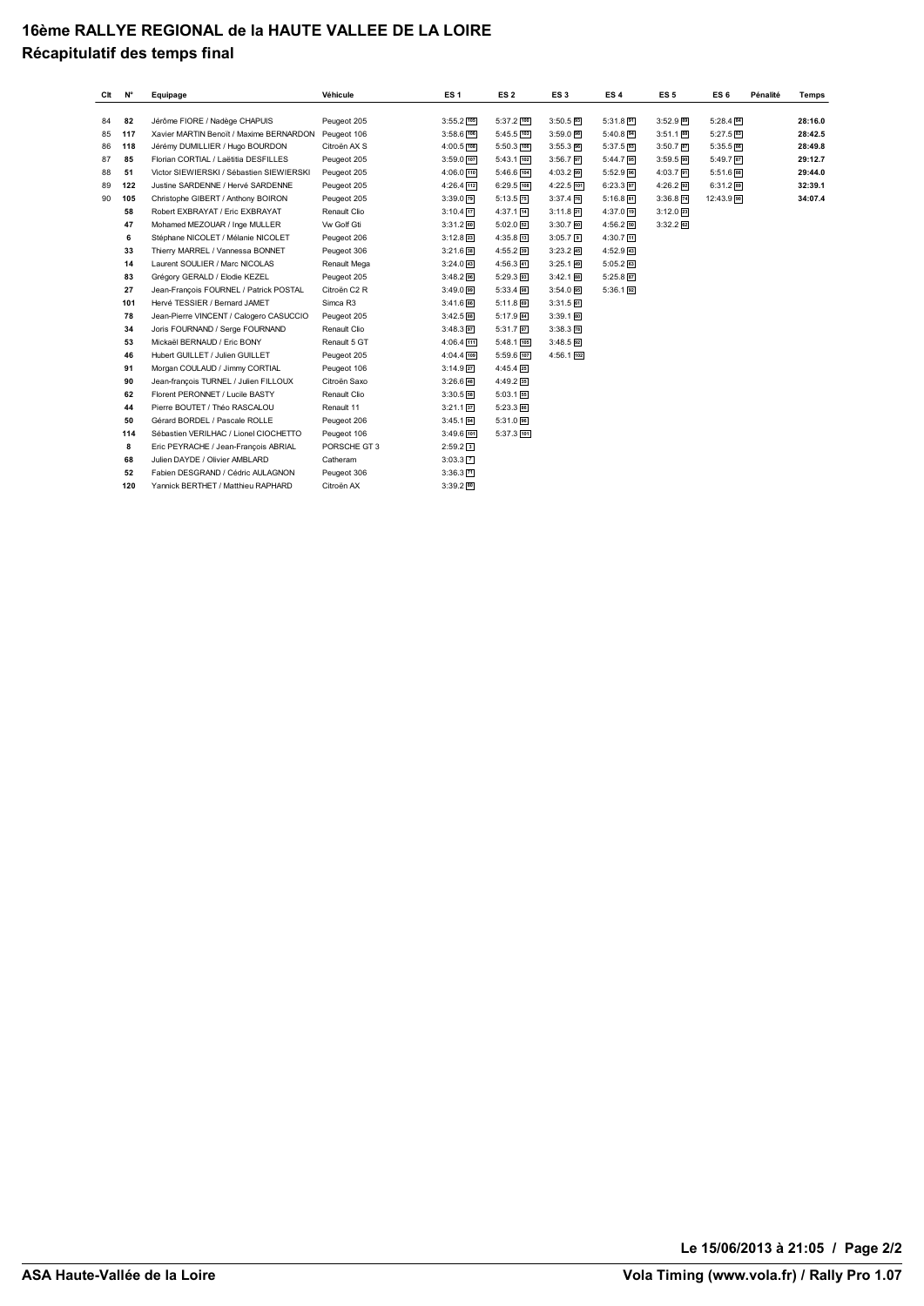# 16ème RALLYE REGIONAL de la HAUTE VALLEE DE LA LOIRE

## Récapitulatif des temps final

| Clt | N° | Equipage | Véhicule | ES 1 | ES 2 | ES 3 | ES 4 | ES 5 | ES 6 | Pénalité | Temps |
|---|---|---|---|---|---|---|---|---|---|---|---|
| 84 | 82 | Jérôme FIORE / Nadège CHAPUIS | Peugeot 205 | 3:55.2 105 | 5:37.2 100 | 3:50.5 93 | 5:31.8 91 | 3:52.9 89 | 5:28.4 84 | | 28:16.0 |
| 85 | 117 | Xavier MARTIN Benoit / Maxime BERNARDON | Peugeot 106 | 3:58.6 106 | 5:45.5 103 | 3:59.0 96 | 5:40.8 94 | 3:51.1 88 | 5:27.5 83 | | 28:42.5 |
| 86 | 118 | Jérémy DUMILLIER / Hugo BOURDON | Citroën AX S | 4:00.5 108 | 5:50.3 106 | 3:55.3 95 | 5:37.5 93 | 3:50.7 87 | 5:35.5 86 | | 28:49.8 |
| 87 | 85 | Florian CORTIAL / Laëtitia DESFILLES | Peugeot 205 | 3:59.0 107 | 5:43.1 102 | 3:56.7 97 | 5:44.7 96 | 3:59.5 90 | 5:49.7 87 | | 29:12.7 |
| 88 | 51 | Victor SIEWIERSKI / Sébastien SIEWIERSKI | Peugeot 205 | 4:06.0 110 | 5:46.6 104 | 4:03.2 99 | 5:52.9 98 | 4:03.7 91 | 5:51.6 88 | | 29:44.0 |
| 89 | 122 | Justine SARDENNE / Hervé SARDENNE | Peugeot 205 | 4:26.4 112 | 6:29.5 108 | 4:22.5 101 | 6:23.3 97 | 4:26.2 92 | 6:31.2 89 | | 32:39.1 |
| 90 | 105 | Christophe GIBERT / Anthony BOIRON | Peugeot 205 | 3:39.0 79 | 5:13.5 75 | 3:37.4 76 | 5:16.8 81 | 3:36.8 74 | 12:43.9 90 | | 34:07.4 |
| | 58 | Robert EXBRAYAT / Eric EXBRAYAT | Renault Clio | 3:10.4 17 | 4:37.1 14 | 3:11.8 21 | 4:37.0 19 | 3:12.0 23 | | | |
| | 47 | Mohamed MEZOUAR / Inge MULLER | Vw Golf Gti | 3:31.2 60 | 5:02.0 52 | 3:30.7 60 | 4:56.2 56 | 3:32.2 62 | | | |
| | 6 | Stéphane NICOLET / Mélanie NICOLET | Peugeot 206 | 3:12.8 23 | 4:35.8 13 | 3:05.7 9 | 4:30.7 11 | | | | |
| | 33 | Thierry MARREL / Vannessa BONNET | Peugeot 306 | 3:21.6 38 | 4:55.2 39 | 3:23.2 45 | 4:52.9 43 | | | | |
| | 14 | Laurent SOULIER / Marc NICOLAS | Renault Mega | 3:24.0 43 | 4:56.3 41 | 3:25.1 49 | 5:05.2 63 | | | | |
| | 83 | Grégory GERALD / Elodie KEZEL | Peugeot 205 | 3:48.2 96 | 5:29.3 93 | 3:42.1 80 | 5:25.8 87 | | | | |
| | 27 | Jean-François FOURNEL / Patrick POSTAL | Citroën C2 R | 3:49.0 99 | 5:33.4 98 | 3:54.0 95 | 5:36.1 92 | | | | |
| | 101 | Hervé TESSIER / Bernard JAMET | Simca R3 | 3:41.6 86 | 5:11.8 69 | 3:31.5 61 | | | | | |
| | 78 | Jean-Pierre VINCENT / Calogero CASUCCIO | Peugeot 205 | 3:42.5 88 | 5:17.9 84 | 3:39.1 80 | | | | | |
| | 34 | Joris FOURNAND / Serge FOURNAND | Renault Clio | 3:48.3 97 | 5:31.7 97 | 3:38.3 78 | | | | | |
| | 53 | Mickaël BERNAUD / Eric BONY | Renault 5 GT | 4:06.4 111 | 5:48.1 105 | 3:48.5 92 | | | | | |
| | 46 | Hubert GUILLET / Julien GUILLET | Peugeot 205 | 4:04.4 109 | 5:59.6 107 | 4:56.1 102 | | | | | |
| | 91 | Morgan COULAUD / Jimmy CORTIAL | Peugeot 106 | 3:14.9 27 | 4:45.4 25 | | | | | | |
| | 90 | Jean-françois TURNEL / Julien FILLOUX | Citroën Saxo | 3:26.6 46 | 4:49.2 35 | | | | | | |
| | 62 | Florent PERONNET / Lucile BASTY | Renault Clio | 3:30.5 58 | 5:03.1 55 | | | | | | |
| | 44 | Pierre BOUTET / Théo RASCALOU | Renault 11 | 3:21.1 37 | 5:23.3 86 | | | | | | |
| | 50 | Gérard BORDEL / Pascale ROLLE | Peugeot 206 | 3:45.1 94 | 5:31.0 96 | | | | | | |
| | 114 | Sébastien VERILHAC / Lionel CIOCHETTO | Peugeot 106 | 3:49.6 101 | 5:37.3 101 | | | | | | |
| | 8 | Eric PEYRACHE / Jean-François ABRIAL | PORSCHE GT 3 | 2:59.2 3 | | | | | | | |
| | 68 | Julien DAYDE / Olivier AMBLARD | Catheram | 3:03.3 7 | | | | | | | |
| | 52 | Fabien DESGRAND / Cédric AULAGNON | Peugeot 306 | 3:36.3 71 | | | | | | | |
| | 120 | Yannick BERTHET / Matthieu RAPHARD | Citroën AX | 3:39.2 80 | | | | | | | |

Le 15/06/2013 à 21:05

ASA Haute-Vallée de la Loire

Vola Timing (www.vola.fr) / Rally Pro 1.07